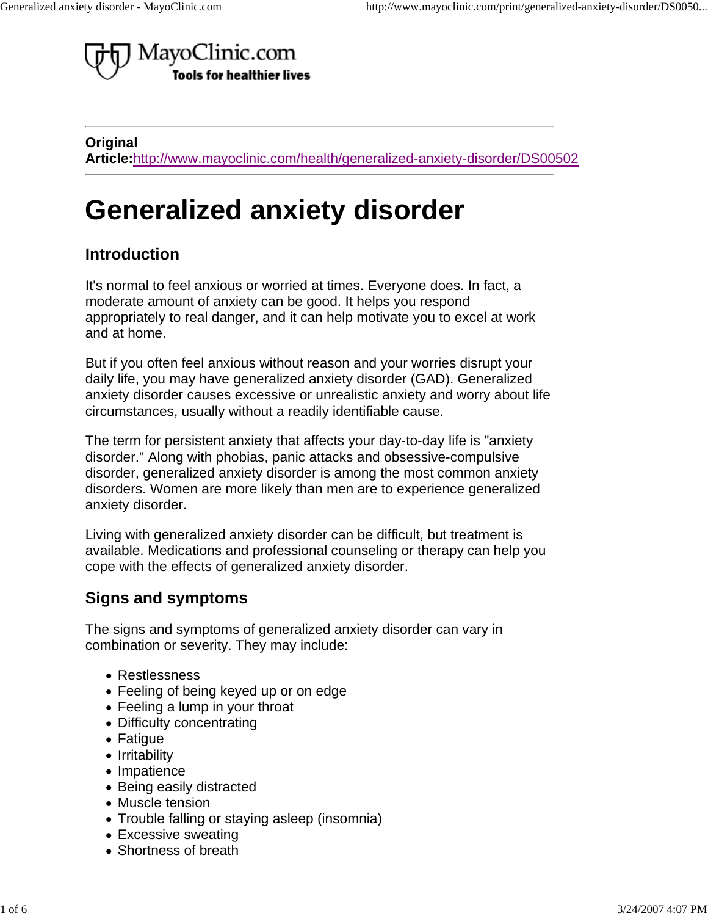MayoClinic.com
Tools for healthier lives

**Original Article:**[http://www.mayoclinic.com/health/generalized-anxiety-disorder/DS00502](http://www.mayoclinic.com/health/generalized-anxiety-disorder/DS00502)

# Generalized anxiety disorder

## Introduction

It's normal to feel anxious or worried at times. Everyone does. In fact, a moderate amount of anxiety can be good. It helps you respond appropriately to real danger, and it can help motivate you to excel at work and at home.

But if you often feel anxious without reason and your worries disrupt your daily life, you may have generalized anxiety disorder (GAD). Generalized anxiety disorder causes excessive or unrealistic anxiety and worry about life circumstances, usually without a readily identifiable cause.

The term for persistent anxiety that affects your day-to-day life is "anxiety disorder." Along with phobias, panic attacks and obsessive-compulsive disorder, generalized anxiety disorder is among the most common anxiety disorders. Women are more likely than men are to experience generalized anxiety disorder.

Living with generalized anxiety disorder can be difficult, but treatment is available. Medications and professional counseling or therapy can help you cope with the effects of generalized anxiety disorder.

## Signs and symptoms

The signs and symptoms of generalized anxiety disorder can vary in combination or severity. They may include:

- Restlessness
- Feeling of being keyed up or on edge
- Feeling a lump in your throat
- Difficulty concentrating
- Fatigue
- Irritability
- Impatience
- Being easily distracted
- Muscle tension
- Trouble falling or staying asleep (insomnia)
- Excessive sweating
- Shortness of breath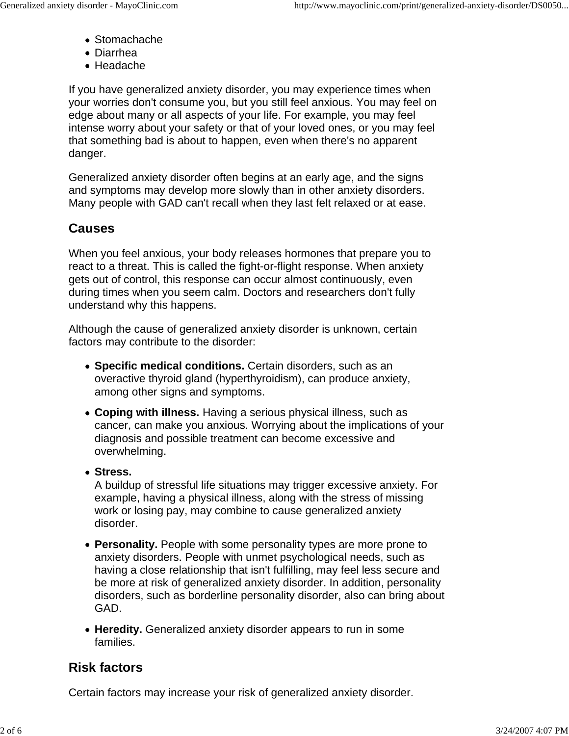- Stomachache
- Diarrhea
- Headache

If you have generalized anxiety disorder, you may experience times when your worries don't consume you, but you still feel anxious. You may feel on edge about many or all aspects of your life. For example, you may feel intense worry about your safety or that of your loved ones, or you may feel that something bad is about to happen, even when there's no apparent danger.

Generalized anxiety disorder often begins at an early age, and the signs and symptoms may develop more slowly than in other anxiety disorders. Many people with GAD can't recall when they last felt relaxed or at ease.

## Causes

When you feel anxious, your body releases hormones that prepare you to react to a threat. This is called the fight-or-flight response. When anxiety gets out of control, this response can occur almost continuously, even during times when you seem calm. Doctors and researchers don't fully understand why this happens.

Although the cause of generalized anxiety disorder is unknown, certain factors may contribute to the disorder:

- **Specific medical conditions.** Certain disorders, such as an overactive thyroid gland (hyperthyroidism), can produce anxiety, among other signs and symptoms.
- **Coping with illness.** Having a serious physical illness, such as cancer, can make you anxious. Worrying about the implications of your diagnosis and possible treatment can become excessive and overwhelming.
- **Stress.**
  A buildup of stressful life situations may trigger excessive anxiety. For example, having a physical illness, along with the stress of missing work or losing pay, may combine to cause generalized anxiety disorder.
- **Personality.** People with some personality types are more prone to anxiety disorders. People with unmet psychological needs, such as having a close relationship that isn't fulfilling, may feel less secure and be more at risk of generalized anxiety disorder. In addition, personality disorders, such as borderline personality disorder, also can bring about GAD.
- **Heredity.** Generalized anxiety disorder appears to run in some families.

## Risk factors

Certain factors may increase your risk of generalized anxiety disorder.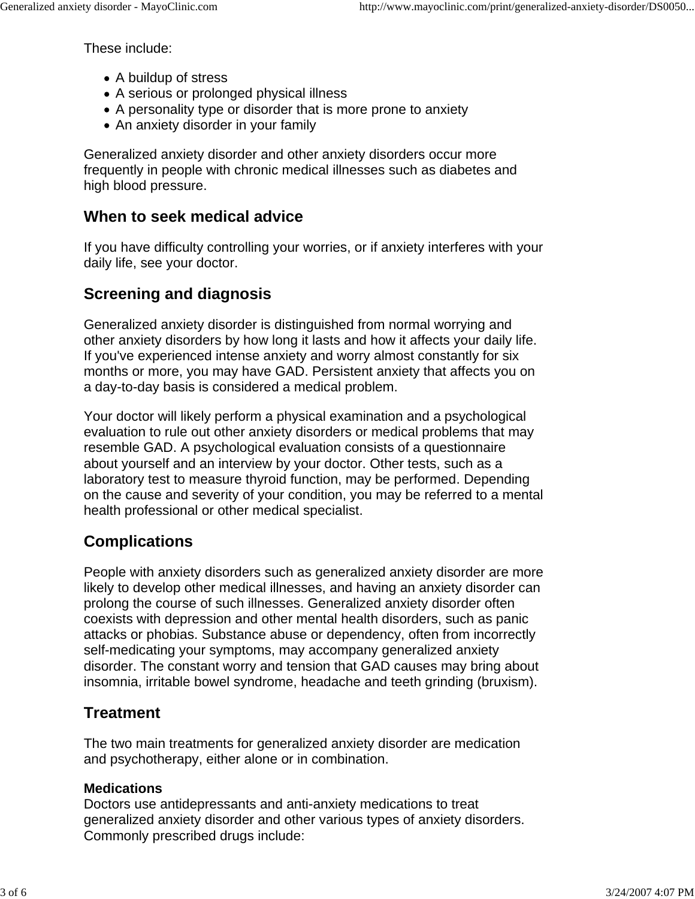These include:

- A buildup of stress
- A serious or prolonged physical illness
- A personality type or disorder that is more prone to anxiety
- An anxiety disorder in your family

Generalized anxiety disorder and other anxiety disorders occur more frequently in people with chronic medical illnesses such as diabetes and high blood pressure.

## When to seek medical advice

If you have difficulty controlling your worries, or if anxiety interferes with your daily life, see your doctor.

## Screening and diagnosis

Generalized anxiety disorder is distinguished from normal worrying and other anxiety disorders by how long it lasts and how it affects your daily life. If you've experienced intense anxiety and worry almost constantly for six months or more, you may have GAD. Persistent anxiety that affects you on a day-to-day basis is considered a medical problem.

Your doctor will likely perform a physical examination and a psychological evaluation to rule out other anxiety disorders or medical problems that may resemble GAD. A psychological evaluation consists of a questionnaire about yourself and an interview by your doctor. Other tests, such as a laboratory test to measure thyroid function, may be performed. Depending on the cause and severity of your condition, you may be referred to a mental health professional or other medical specialist.

## Complications

People with anxiety disorders such as generalized anxiety disorder are more likely to develop other medical illnesses, and having an anxiety disorder can prolong the course of such illnesses. Generalized anxiety disorder often coexists with depression and other mental health disorders, such as panic attacks or phobias. Substance abuse or dependency, often from incorrectly self-medicating your symptoms, may accompany generalized anxiety disorder. The constant worry and tension that GAD causes may bring about insomnia, irritable bowel syndrome, headache and teeth grinding (bruxism).

## Treatment

The two main treatments for generalized anxiety disorder are medication and psychotherapy, either alone or in combination.

**Medications**
Doctors use antidepressants and anti-anxiety medications to treat generalized anxiety disorder and other various types of anxiety disorders. Commonly prescribed drugs include: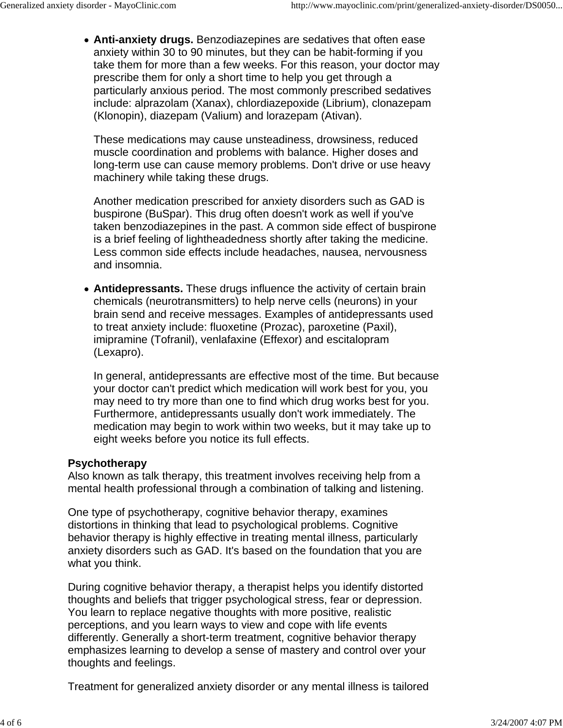- **Anti-anxiety drugs.** Benzodiazepines are sedatives that often ease anxiety within 30 to 90 minutes, but they can be habit-forming if you take them for more than a few weeks. For this reason, your doctor may prescribe them for only a short time to help you get through a particularly anxious period. The most commonly prescribed sedatives include: alprazolam (Xanax), chlordiazepoxide (Librium), clonazepam (Klonopin), diazepam (Valium) and lorazepam (Ativan).

  These medications may cause unsteadiness, drowsiness, reduced muscle coordination and problems with balance. Higher doses and long-term use can cause memory problems. Don't drive or use heavy machinery while taking these drugs.

  Another medication prescribed for anxiety disorders such as GAD is buspirone (BuSpar). This drug often doesn't work as well if you've taken benzodiazepines in the past. A common side effect of buspirone is a brief feeling of lightheadedness shortly after taking the medicine. Less common side effects include headaches, nausea, nervousness and insomnia.

- **Antidepressants.** These drugs influence the activity of certain brain chemicals (neurotransmitters) to help nerve cells (neurons) in your brain send and receive messages. Examples of antidepressants used to treat anxiety include: fluoxetine (Prozac), paroxetine (Paxil), imipramine (Tofranil), venlafaxine (Effexor) and escitalopram (Lexapro).

  In general, antidepressants are effective most of the time. But because your doctor can't predict which medication will work best for you, you may need to try more than one to find which drug works best for you. Furthermore, antidepressants usually don't work immediately. The medication may begin to work within two weeks, but it may take up to eight weeks before you notice its full effects.

**Psychotherapy**
Also known as talk therapy, this treatment involves receiving help from a mental health professional through a combination of talking and listening.

One type of psychotherapy, cognitive behavior therapy, examines distortions in thinking that lead to psychological problems. Cognitive behavior therapy is highly effective in treating mental illness, particularly anxiety disorders such as GAD. It's based on the foundation that you are what you think.

During cognitive behavior therapy, a therapist helps you identify distorted thoughts and beliefs that trigger psychological stress, fear or depression. You learn to replace negative thoughts with more positive, realistic perceptions, and you learn ways to view and cope with life events differently. Generally a short-term treatment, cognitive behavior therapy emphasizes learning to develop a sense of mastery and control over your thoughts and feelings.

Treatment for generalized anxiety disorder or any mental illness is tailored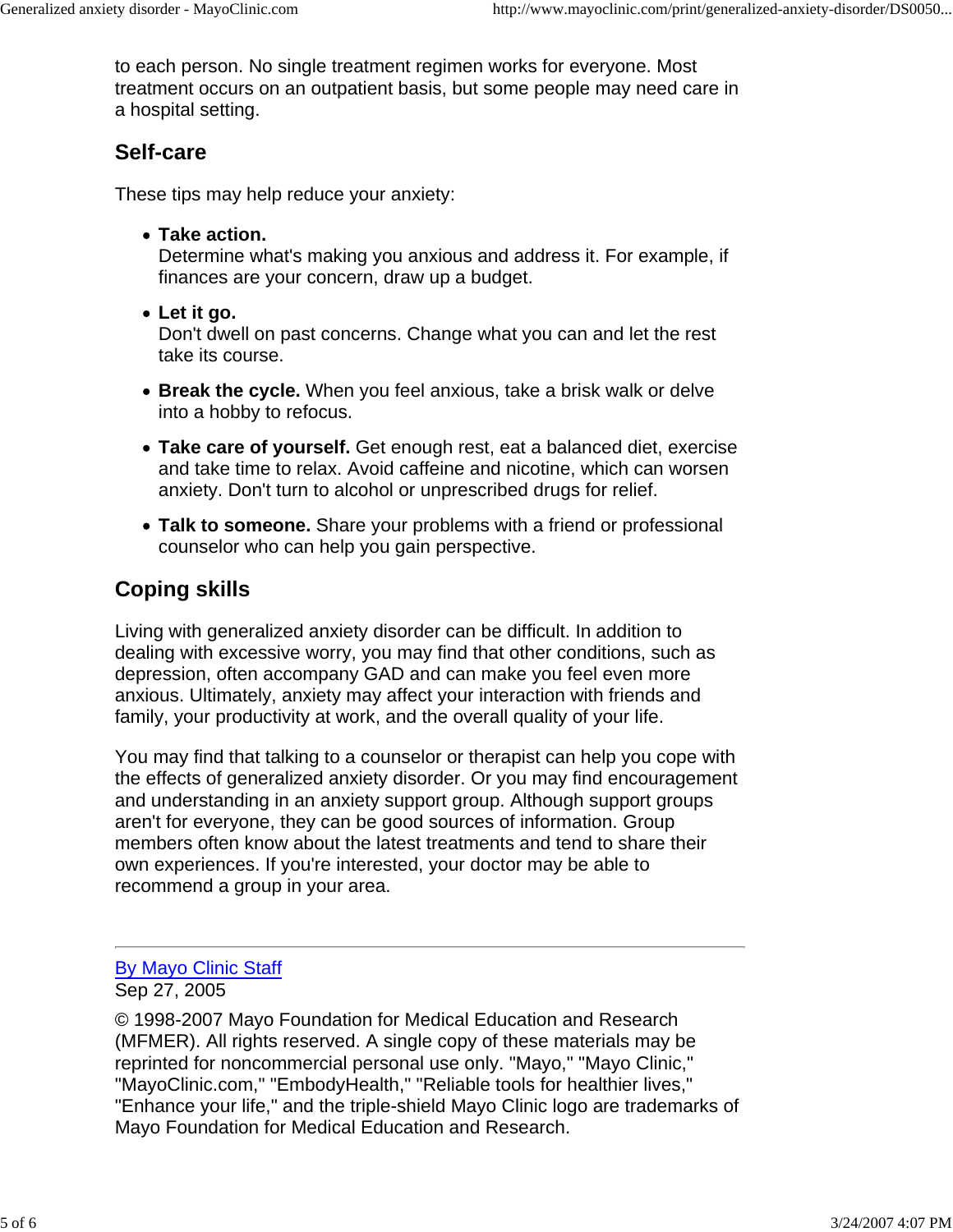to each person. No single treatment regimen works for everyone. Most treatment occurs on an outpatient basis, but some people may need care in a hospital setting.

## Self-care

These tips may help reduce your anxiety:

- **Take action.**
  Determine what's making you anxious and address it. For example, if finances are your concern, draw up a budget.
- **Let it go.**
  Don't dwell on past concerns. Change what you can and let the rest take its course.
- **Break the cycle.** When you feel anxious, take a brisk walk or delve into a hobby to refocus.
- **Take care of yourself.** Get enough rest, eat a balanced diet, exercise and take time to relax. Avoid caffeine and nicotine, which can worsen anxiety. Don't turn to alcohol or unprescribed drugs for relief.
- **Talk to someone.** Share your problems with a friend or professional counselor who can help you gain perspective.

## Coping skills

Living with generalized anxiety disorder can be difficult. In addition to dealing with excessive worry, you may find that other conditions, such as depression, often accompany GAD and can make you feel even more anxious. Ultimately, anxiety may affect your interaction with friends and family, your productivity at work, and the overall quality of your life.

You may find that talking to a counselor or therapist can help you cope with the effects of generalized anxiety disorder. Or you may find encouragement and understanding in an anxiety support group. Although support groups aren't for everyone, they can be good sources of information. Group members often know about the latest treatments and tend to share their own experiences. If you're interested, your doctor may be able to recommend a group in your area.

---

By Mayo Clinic Staff
Sep 27, 2005

© 1998-2007 Mayo Foundation for Medical Education and Research (MFMER). All rights reserved. A single copy of these materials may be reprinted for noncommercial personal use only. "Mayo," "Mayo Clinic," "MayoClinic.com," "EmbodyHealth," "Reliable tools for healthier lives," "Enhance your life," and the triple-shield Mayo Clinic logo are trademarks of Mayo Foundation for Medical Education and Research.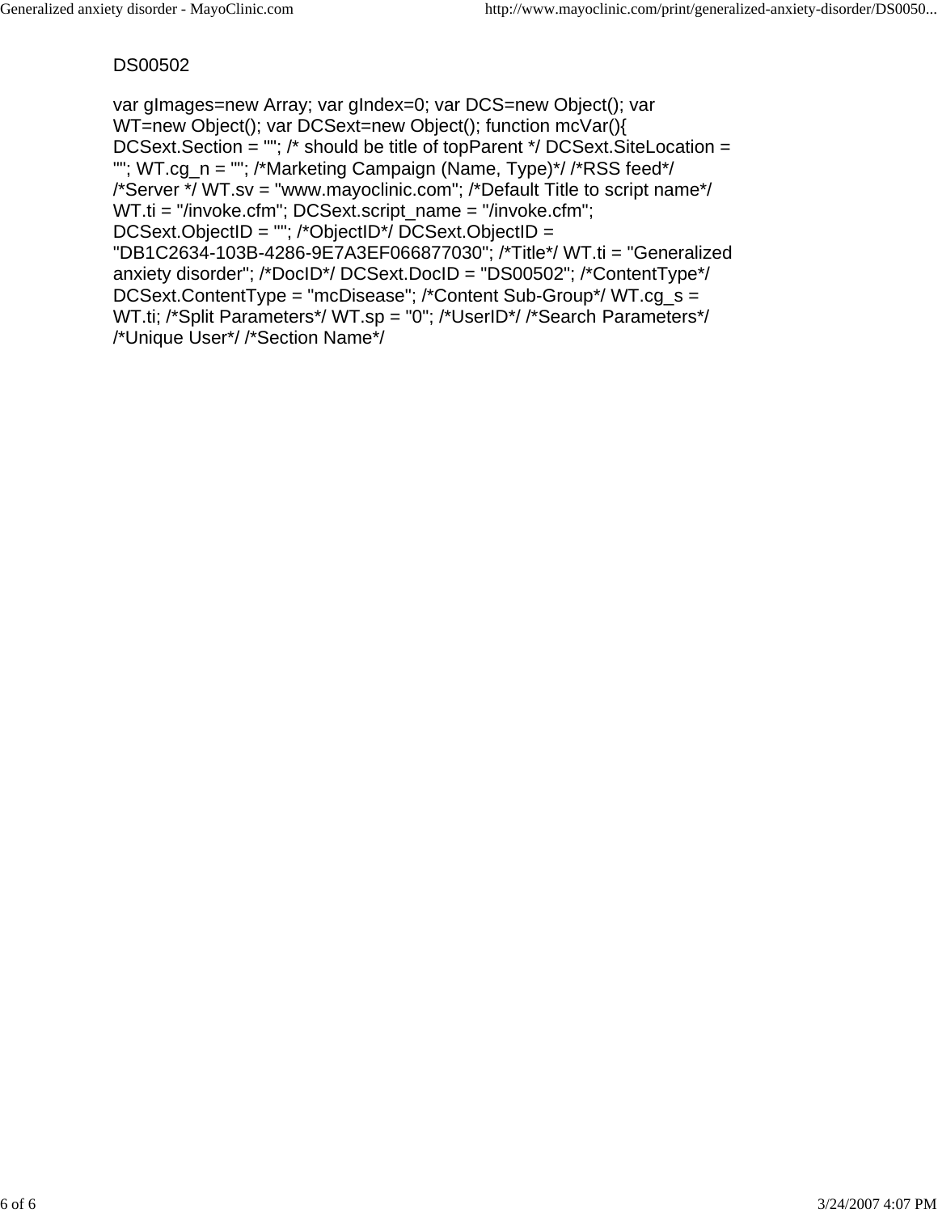DS00502

var gImages=new Array; var gIndex=0; var DCS=new Object(); var WT=new Object(); var DCSext=new Object(); function mcVar(){ DCSext.Section = ""; /* should be title of topParent */ DCSext.SiteLocation = ""; WT.cg_n = ""; /*Marketing Campaign (Name, Type)*/ /*RSS feed*/ /*Server */ WT.sv = "www.mayoclinic.com"; /*Default Title to script name*/ WT.ti = "/invoke.cfm"; DCSext.script_name = "/invoke.cfm"; DCSext.ObjectID = ""; /*ObjectID*/ DCSext.ObjectID = "DB1C2634-103B-4286-9E7A3EF066877030"; /*Title*/ WT.ti = "Generalized anxiety disorder"; /*DocID*/ DCSext.DocID = "DS00502"; /*ContentType*/ DCSext.ContentType = "mcDisease"; /*Content Sub-Group*/ WT.cg_s = WT.ti; /*Split Parameters*/ WT.sp = "0"; /*UserID*/ /*Search Parameters*/ /*Unique User*/ /*Section Name*/